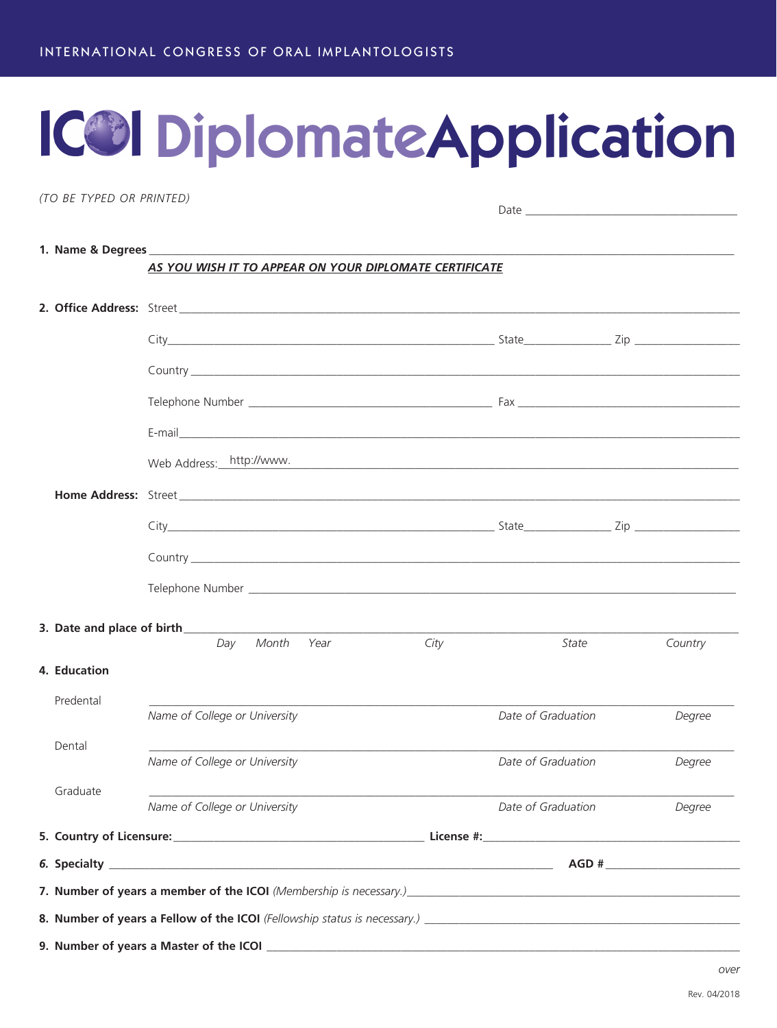INTERNATIONAL CONGRESS OF ORAL IMPLANTOLOGISTS

# ICOI Diplomate Application

*(TO BE TYPED OR PRINTED)*

Date ______________________________

**1. Name & Degrees** ______________________________________________

***AS YOU WISH IT TO APPEAR ON YOUR DIPLOMATE CERTIFICATE***

**2. Office Address:** Street ______________________________________________

City ______________________ State __________ Zip __________

Country ______________________________________________

Telephone Number ______________________ Fax ______________________

E-mail ______________________________________________

Web Address: http://www. ______________________________________________

**Home Address:** Street ______________________________________________

City ______________________ State __________ Zip __________

Country ______________________________________________

Telephone Number ______________________________________________

**3. Date and place of birth** ______________________________________________

*Day Month Year City State Country*

**4. Education**

Predental ______________________________________________

*Name of College or University Date of Graduation Degree*

Dental ______________________________________________

*Name of College or University Date of Graduation Degree*

Graduate ______________________________________________

*Name of College or University Date of Graduation Degree*

**5. Country of Licensure:** ______________________ **License #:** ______________________

**6. Specialty** ______________________ **AGD #** ______________________

**7. Number of years a member of the ICOI** *(Membership is necessary.)* ______________________

**8. Number of years a Fellow of the ICOI** *(Fellowship status is necessary.)* ______________________

**9. Number of years a Master of the ICOI** ______________________

*over*

Rev. 04/2018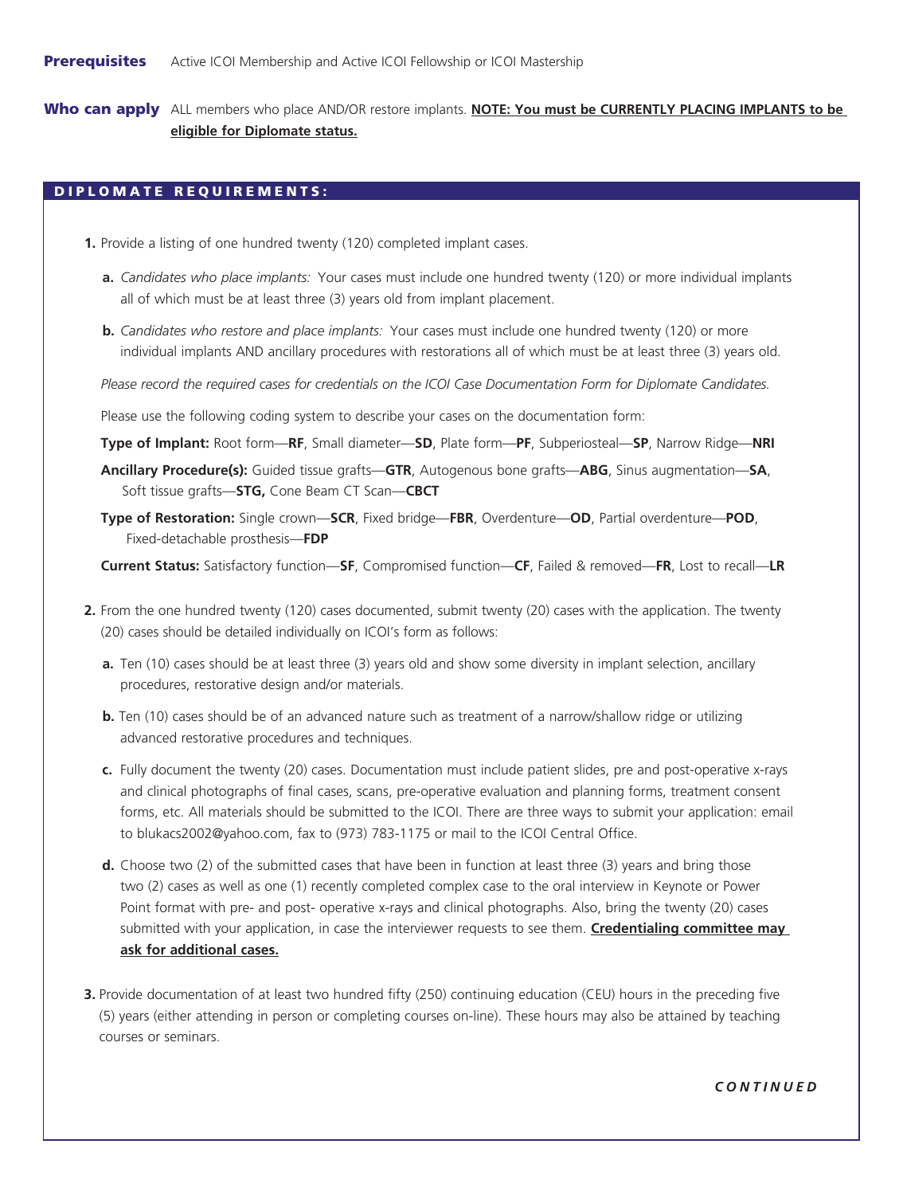**Prerequisites** Active ICOI Membership and Active ICOI Fellowship or ICOI Mastership

**Who can apply** ALL members who place AND/OR restore implants. **NOTE: You must be CURRENTLY PLACING IMPLANTS to be eligible for Diplomate status.**

## DIPLOMATE REQUIREMENTS:

**1.** Provide a listing of one hundred twenty (120) completed implant cases.

**a.** *Candidates who place implants:* Your cases must include one hundred twenty (120) or more individual implants all of which must be at least three (3) years old from implant placement.

**b.** *Candidates who restore and place implants:* Your cases must include one hundred twenty (120) or more individual implants AND ancillary procedures with restorations all of which must be at least three (3) years old.

*Please record the required cases for credentials on the ICOI Case Documentation Form for Diplomate Candidates.*

Please use the following coding system to describe your cases on the documentation form:

**Type of Implant:** Root form—**RF**, Small diameter—**SD**, Plate form—**PF**, Subperiosteal—**SP**, Narrow Ridge—**NRI**

**Ancillary Procedure(s):** Guided tissue grafts—**GTR**, Autogenous bone grafts—**ABG**, Sinus augmentation—**SA**, Soft tissue grafts—**STG,** Cone Beam CT Scan—**CBCT**

**Type of Restoration:** Single crown—**SCR**, Fixed bridge—**FBR**, Overdenture—**OD**, Partial overdenture—**POD**, Fixed-detachable prosthesis—**FDP**

**Current Status:** Satisfactory function—**SF**, Compromised function—**CF**, Failed & removed—**FR**, Lost to recall—**LR**

**2.** From the one hundred twenty (120) cases documented, submit twenty (20) cases with the application. The twenty (20) cases should be detailed individually on ICOI's form as follows:

**a.** Ten (10) cases should be at least three (3) years old and show some diversity in implant selection, ancillary procedures, restorative design and/or materials.

**b.** Ten (10) cases should be of an advanced nature such as treatment of a narrow/shallow ridge or utilizing advanced restorative procedures and techniques.

**c.** Fully document the twenty (20) cases. Documentation must include patient slides, pre and post-operative x-rays and clinical photographs of final cases, scans, pre-operative evaluation and planning forms, treatment consent forms, etc. All materials should be submitted to the ICOI. There are three ways to submit your application: email to blukacs2002@yahoo.com, fax to (973) 783-1175 or mail to the ICOI Central Office.

**d.** Choose two (2) of the submitted cases that have been in function at least three (3) years and bring those two (2) cases as well as one (1) recently completed complex case to the oral interview in Keynote or Power Point format with pre- and post- operative x-rays and clinical photographs. Also, bring the twenty (20) cases submitted with your application, in case the interviewer requests to see them. **Credentialing committee may ask for additional cases.**

**3.** Provide documentation of at least two hundred fifty (250) continuing education (CEU) hours in the preceding five (5) years (either attending in person or completing courses on-line). These hours may also be attained by teaching courses or seminars.

***CONTINUED***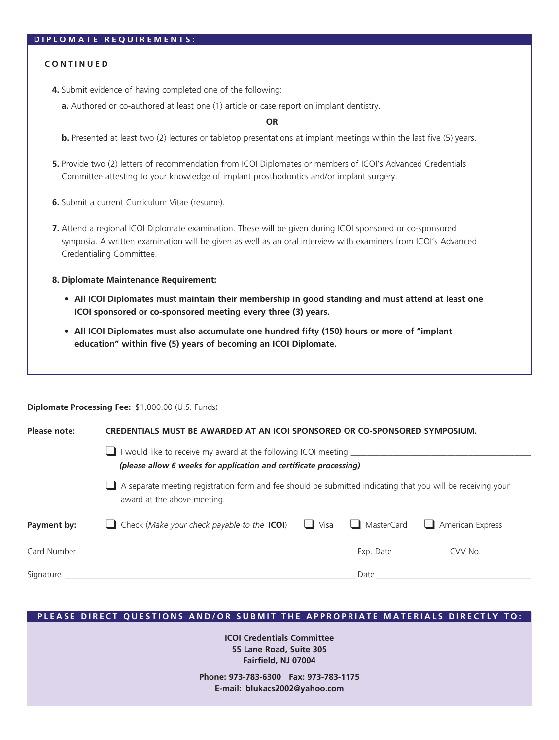## DIPLOMATE REQUIREMENTS:

**CONTINUED**

**4.** Submit evidence of having completed one of the following:

**a.** Authored or co-authored at least one (1) article or case report on implant dentistry.

**OR**

**b.** Presented at least two (2) lectures or tabletop presentations at implant meetings within the last five (5) years.

**5.** Provide two (2) letters of recommendation from ICOI Diplomates or members of ICOI's Advanced Credentials Committee attesting to your knowledge of implant prosthodontics and/or implant surgery.

**6.** Submit a current Curriculum Vitae (resume).

**7.** Attend a regional ICOI Diplomate examination. These will be given during ICOI sponsored or co-sponsored symposia. A written examination will be given as well as an oral interview with examiners from ICOI's Advanced Credentialing Committee.

**8. Diplomate Maintenance Requirement:**

- **All ICOI Diplomates must maintain their membership in good standing and must attend at least one ICOI sponsored or co-sponsored meeting every three (3) years.**
- **All ICOI Diplomates must also accumulate one hundred fifty (150) hours or more of "implant education" within five (5) years of becoming an ICOI Diplomate.**

**Diplomate Processing Fee:** $1,000.00 (U.S. Funds)

**Please note:** **CREDENTIALS MUST BE AWARDED AT AN ICOI SPONSORED OR CO-SPONSORED SYMPOSIUM.**

❑ I would like to receive my award at the following ICOI meeting:___________________________
***(please allow 6 weeks for application and certificate processing)***

❑ A separate meeting registration form and fee should be submitted indicating that you will be receiving your award at the above meeting.

**Payment by:** ❑ Check (*Make your check payable to the* **ICOI**) ❑ Visa ❑ MasterCard ❑ American Express

Card Number ___________________________ Exp. Date____________ CVV No.____________

Signature ___________________________ Date ___________________________

## PLEASE DIRECT QUESTIONS AND/OR SUBMIT THE APPROPRIATE MATERIALS DIRECTLY TO:

**ICOI Credentials Committee**
**55 Lane Road, Suite 305**
**Fairfield, NJ 07004**

**Phone: 973-783-6300 Fax: 973-783-1175**
**E-mail: blukacs2002@yahoo.com**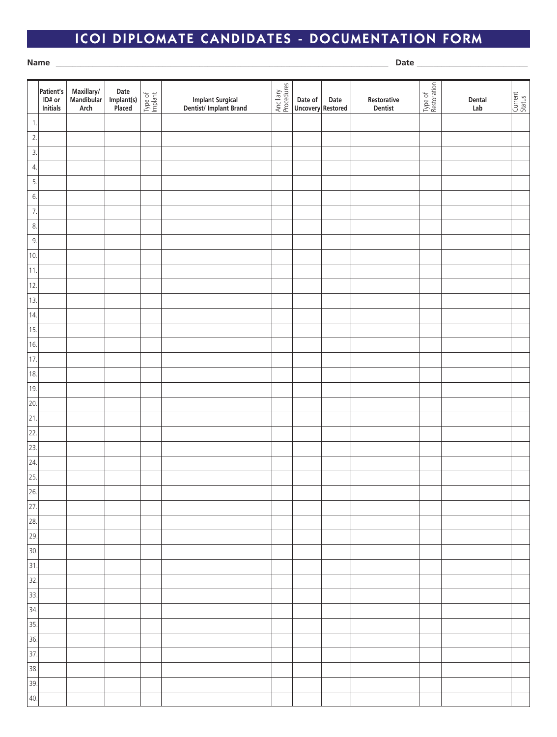# ICOI DIPLOMATE CANDIDATES - DOCUMENTATION FORM

**Name** ______________________________________________ **Date** ____________________

| | Patient's ID# or Initials | Maxillary/ Mandibular Arch | Date Implant(s) Placed | Type of Implant | Implant Surgical Dentist/ Implant Brand | Ancillary Procedures | Date of Uncovery | Date Restored | Restorative Dentist | Type of Restoration | Dental Lab | Current Status |
|---|---|---|---|---|---|---|---|---|---|---|---|---|
| 1. | | | | | | | | | | | | |
| 2. | | | | | | | | | | | | |
| 3. | | | | | | | | | | | | |
| 4. | | | | | | | | | | | | |
| 5. | | | | | | | | | | | | |
| 6. | | | | | | | | | | | | |
| 7. | | | | | | | | | | | | |
| 8. | | | | | | | | | | | | |
| 9. | | | | | | | | | | | | |
| 10. | | | | | | | | | | | | |
| 11. | | | | | | | | | | | | |
| 12. | | | | | | | | | | | | |
| 13. | | | | | | | | | | | | |
| 14. | | | | | | | | | | | | |
| 15. | | | | | | | | | | | | |
| 16. | | | | | | | | | | | | |
| 17. | | | | | | | | | | | | |
| 18. | | | | | | | | | | | | |
| 19. | | | | | | | | | | | | |
| 20. | | | | | | | | | | | | |
| 21. | | | | | | | | | | | | |
| 22. | | | | | | | | | | | | |
| 23. | | | | | | | | | | | | |
| 24. | | | | | | | | | | | | |
| 25. | | | | | | | | | | | | |
| 26. | | | | | | | | | | | | |
| 27. | | | | | | | | | | | | |
| 28. | | | | | | | | | | | | |
| 29. | | | | | | | | | | | | |
| 30. | | | | | | | | | | | | |
| 31. | | | | | | | | | | | | |
| 32. | | | | | | | | | | | | |
| 33. | | | | | | | | | | | | |
| 34. | | | | | | | | | | | | |
| 35. | | | | | | | | | | | | |
| 36. | | | | | | | | | | | | |
| 37. | | | | | | | | | | | | |
| 38. | | | | | | | | | | | | |
| 39. | | | | | | | | | | | | |
| 40. | | | | | | | | | | | | |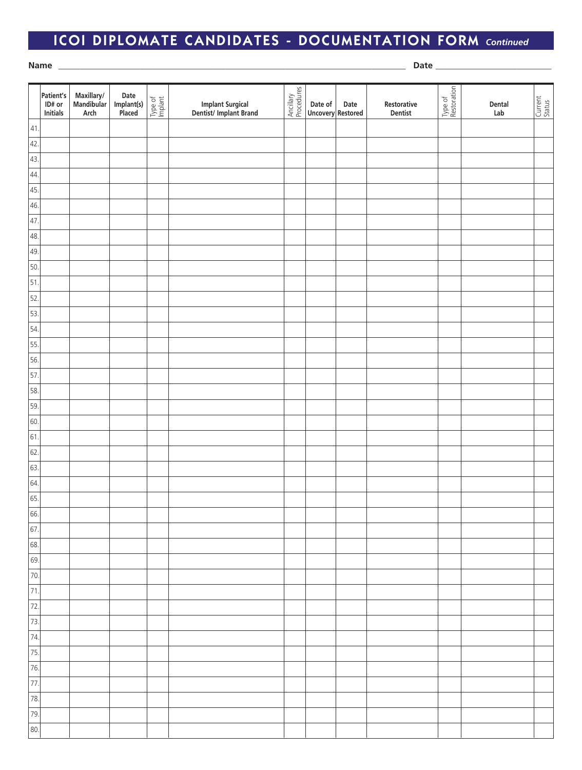# ICOI DIPLOMATE CANDIDATES - DOCUMENTATION FORM *Continued*

**Name** ______________________________ **Date** ______________

| | Patient's ID# or Initials | Maxillary/ Mandibular Arch | Date Implant(s) Placed | Type of Implant | Implant Surgical Dentist/ Implant Brand | Ancillary Procedures | Date of Uncovery | Date Restored | Restorative Dentist | Type of Restoration | Dental Lab | Current Status |
|---|---|---|---|---|---|---|---|---|---|---|---|---|
| 41. | | | | | | | | | | | | |
| 42. | | | | | | | | | | | | |
| 43. | | | | | | | | | | | | |
| 44. | | | | | | | | | | | | |
| 45. | | | | | | | | | | | | |
| 46. | | | | | | | | | | | | |
| 47. | | | | | | | | | | | | |
| 48. | | | | | | | | | | | | |
| 49. | | | | | | | | | | | | |
| 50. | | | | | | | | | | | | |
| 51. | | | | | | | | | | | | |
| 52. | | | | | | | | | | | | |
| 53. | | | | | | | | | | | | |
| 54. | | | | | | | | | | | | |
| 55. | | | | | | | | | | | | |
| 56. | | | | | | | | | | | | |
| 57. | | | | | | | | | | | | |
| 58. | | | | | | | | | | | | |
| 59. | | | | | | | | | | | | |
| 60. | | | | | | | | | | | | |
| 61. | | | | | | | | | | | | |
| 62. | | | | | | | | | | | | |
| 63. | | | | | | | | | | | | |
| 64. | | | | | | | | | | | | |
| 65. | | | | | | | | | | | | |
| 66. | | | | | | | | | | | | |
| 67. | | | | | | | | | | | | |
| 68. | | | | | | | | | | | | |
| 69. | | | | | | | | | | | | |
| 70. | | | | | | | | | | | | |
| 71. | | | | | | | | | | | | |
| 72. | | | | | | | | | | | | |
| 73. | | | | | | | | | | | | |
| 74. | | | | | | | | | | | | |
| 75. | | | | | | | | | | | | |
| 76. | | | | | | | | | | | | |
| 77. | | | | | | | | | | | | |
| 78. | | | | | | | | | | | | |
| 79. | | | | | | | | | | | | |
| 80. | | | | | | | | | | | | |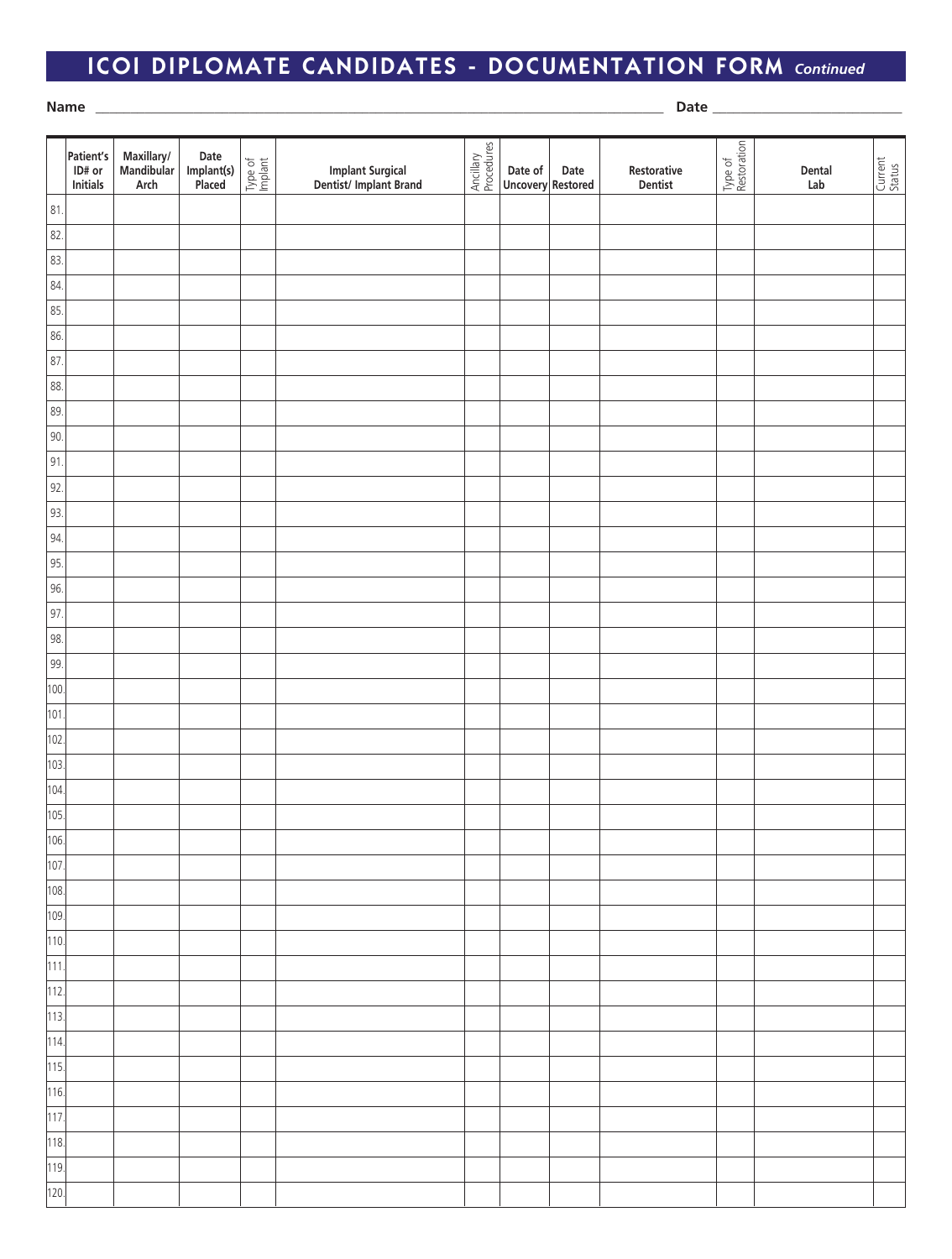# ICOI DIPLOMATE CANDIDATES - DOCUMENTATION FORM *Continued*

**Name** ______________________________ **Date** ______________

| | Patient's ID# or Initials | Maxillary/ Mandibular Arch | Date Implant(s) Placed | Type of Implant | Implant Surgical Dentist/ Implant Brand | Ancillary Procedures | Date of Uncovery | Date Restored | Restorative Dentist | Type of Restoration | Dental Lab | Current Status |
|---|---|---|---|---|---|---|---|---|---|---|---|---|
| 81. | | | | | | | | | | | | |
| 82. | | | | | | | | | | | | |
| 83. | | | | | | | | | | | | |
| 84. | | | | | | | | | | | | |
| 85. | | | | | | | | | | | | |
| 86. | | | | | | | | | | | | |
| 87. | | | | | | | | | | | | |
| 88. | | | | | | | | | | | | |
| 89. | | | | | | | | | | | | |
| 90. | | | | | | | | | | | | |
| 91. | | | | | | | | | | | | |
| 92. | | | | | | | | | | | | |
| 93. | | | | | | | | | | | | |
| 94. | | | | | | | | | | | | |
| 95. | | | | | | | | | | | | |
| 96. | | | | | | | | | | | | |
| 97. | | | | | | | | | | | | |
| 98. | | | | | | | | | | | | |
| 99. | | | | | | | | | | | | |
| 100. | | | | | | | | | | | | |
| 101. | | | | | | | | | | | | |
| 102. | | | | | | | | | | | | |
| 103. | | | | | | | | | | | | |
| 104. | | | | | | | | | | | | |
| 105. | | | | | | | | | | | | |
| 106. | | | | | | | | | | | | |
| 107. | | | | | | | | | | | | |
| 108. | | | | | | | | | | | | |
| 109. | | | | | | | | | | | | |
| 110. | | | | | | | | | | | | |
| 111. | | | | | | | | | | | | |
| 112. | | | | | | | | | | | | |
| 113. | | | | | | | | | | | | |
| 114. | | | | | | | | | | | | |
| 115. | | | | | | | | | | | | |
| 116. | | | | | | | | | | | | |
| 117. | | | | | | | | | | | | |
| 118. | | | | | | | | | | | | |
| 119. | | | | | | | | | | | | |
| 120. | | | | | | | | | | | | |